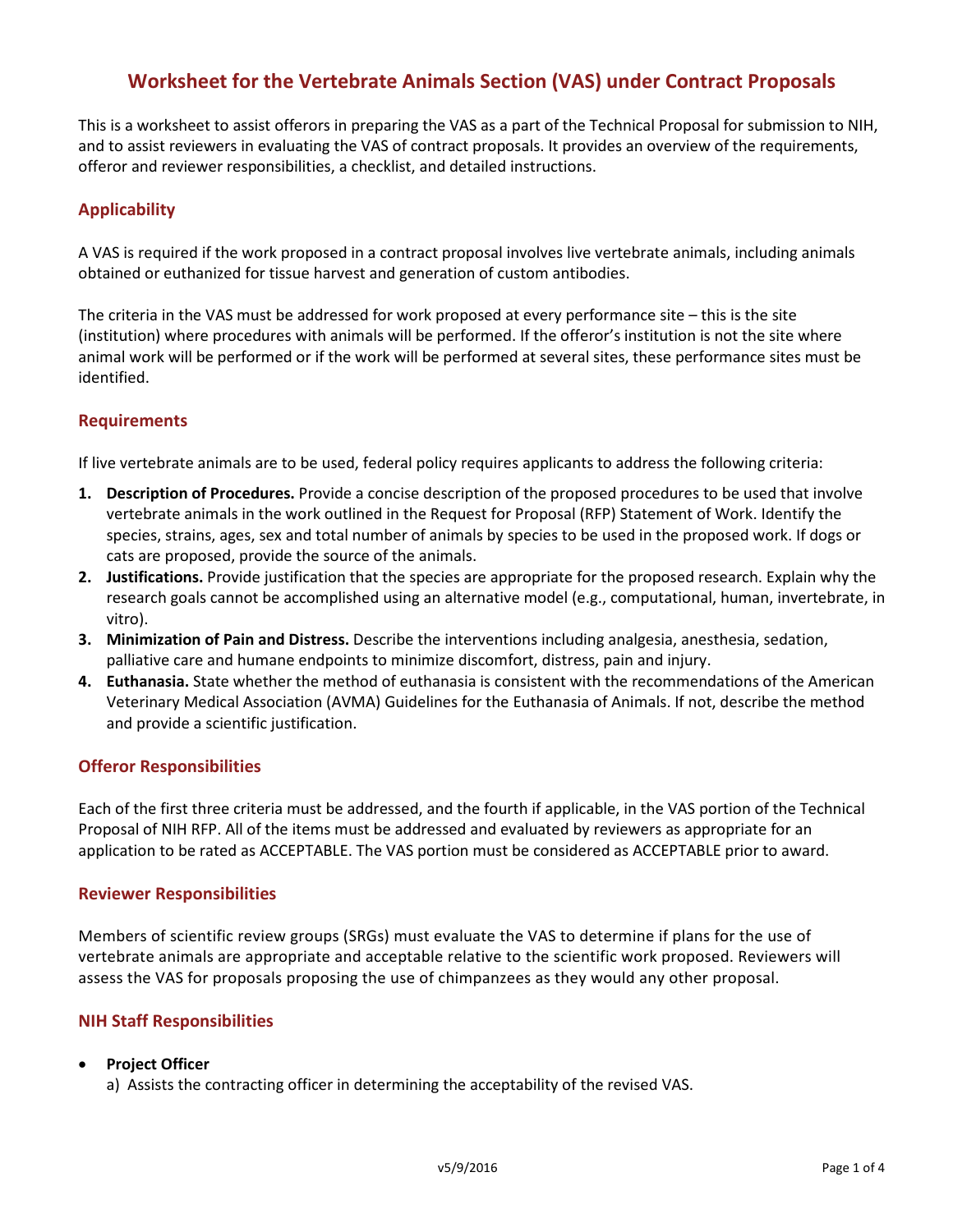# Worksheet for the Vertebrate Animals Section (VAS) under Contract Proposals

This is a worksheet to assist offerors in preparing the VAS as a part of the Technical Proposal for submission to NIH, and to assist reviewers in evaluating the VAS of contract proposals. It provides an overview of the requirements, offeror and reviewer responsibilities, a checklist, and detailed instructions.

## Applicability

A VAS is required if the work proposed in a contract proposal involves live vertebrate animals, including animals obtained or euthanized for tissue harvest and generation of custom antibodies.

The criteria in the VAS must be addressed for work proposed at every performance site – this is the site (institution) where procedures with animals will be performed. If the offeror's institution is not the site where animal work will be performed or if the work will be performed at several sites, these performance sites must be identified.

## Requirements

If live vertebrate animals are to be used, federal policy requires applicants to address the following criteria:

1. **Description of Procedures.** Provide a concise description of the proposed procedures to be used that involve vertebrate animals in the work outlined in the Request for Proposal (RFP) Statement of Work. Identify the species, strains, ages, sex and total number of animals by species to be used in the proposed work. If dogs or cats are proposed, provide the source of the animals.
2. **Justifications.** Provide justification that the species are appropriate for the proposed research. Explain why the research goals cannot be accomplished using an alternative model (e.g., computational, human, invertebrate, in vitro).
3. **Minimization of Pain and Distress.** Describe the interventions including analgesia, anesthesia, sedation, palliative care and humane endpoints to minimize discomfort, distress, pain and injury.
4. **Euthanasia.** State whether the method of euthanasia is consistent with the recommendations of the American Veterinary Medical Association (AVMA) Guidelines for the Euthanasia of Animals. If not, describe the method and provide a scientific justification.

## Offeror Responsibilities

Each of the first three criteria must be addressed, and the fourth if applicable, in the VAS portion of the Technical Proposal of NIH RFP. All of the items must be addressed and evaluated by reviewers as appropriate for an application to be rated as ACCEPTABLE. The VAS portion must be considered as ACCEPTABLE prior to award.

## Reviewer Responsibilities

Members of scientific review groups (SRGs) must evaluate the VAS to determine if plans for the use of vertebrate animals are appropriate and acceptable relative to the scientific work proposed. Reviewers will assess the VAS for proposals proposing the use of chimpanzees as they would any other proposal.

## NIH Staff Responsibilities

- **Project Officer**
  a) Assists the contracting officer in determining the acceptability of the revised VAS.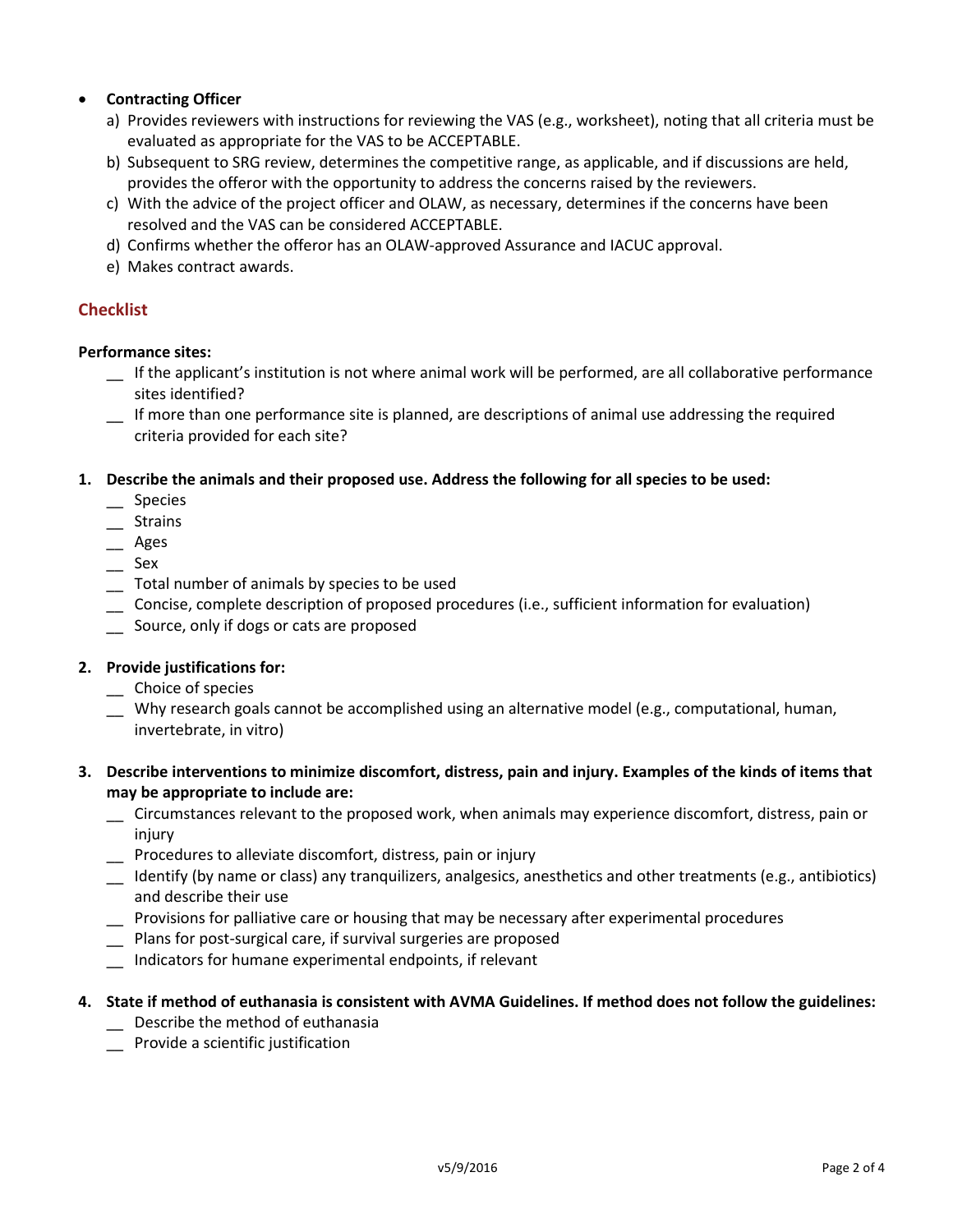- **Contracting Officer**
  a) Provides reviewers with instructions for reviewing the VAS (e.g., worksheet), noting that all criteria must be evaluated as appropriate for the VAS to be ACCEPTABLE.
  b) Subsequent to SRG review, determines the competitive range, as applicable, and if discussions are held, provides the offeror with the opportunity to address the concerns raised by the reviewers.
  c) With the advice of the project officer and OLAW, as necessary, determines if the concerns have been resolved and the VAS can be considered ACCEPTABLE.
  d) Confirms whether the offeror has an OLAW-approved Assurance and IACUC approval.
  e) Makes contract awards.

## Checklist

**Performance sites:**

__ If the applicant's institution is not where animal work will be performed, are all collaborative performance sites identified?

__ If more than one performance site is planned, are descriptions of animal use addressing the required criteria provided for each site?

**1. Describe the animals and their proposed use. Address the following for all species to be used:**

__ Species

__ Strains

__ Ages

__ Sex

__ Total number of animals by species to be used

__ Concise, complete description of proposed procedures (i.e., sufficient information for evaluation)

__ Source, only if dogs or cats are proposed

**2. Provide justifications for:**

__ Choice of species

__ Why research goals cannot be accomplished using an alternative model (e.g., computational, human, invertebrate, in vitro)

**3. Describe interventions to minimize discomfort, distress, pain and injury. Examples of the kinds of items that may be appropriate to include are:**

__ Circumstances relevant to the proposed work, when animals may experience discomfort, distress, pain or injury

__ Procedures to alleviate discomfort, distress, pain or injury

__ Identify (by name or class) any tranquilizers, analgesics, anesthetics and other treatments (e.g., antibiotics) and describe their use

__ Provisions for palliative care or housing that may be necessary after experimental procedures

__ Plans for post-surgical care, if survival surgeries are proposed

__ Indicators for humane experimental endpoints, if relevant

**4. State if method of euthanasia is consistent with AVMA Guidelines. If method does not follow the guidelines:**

__ Describe the method of euthanasia

__ Provide a scientific justification

v5/9/2016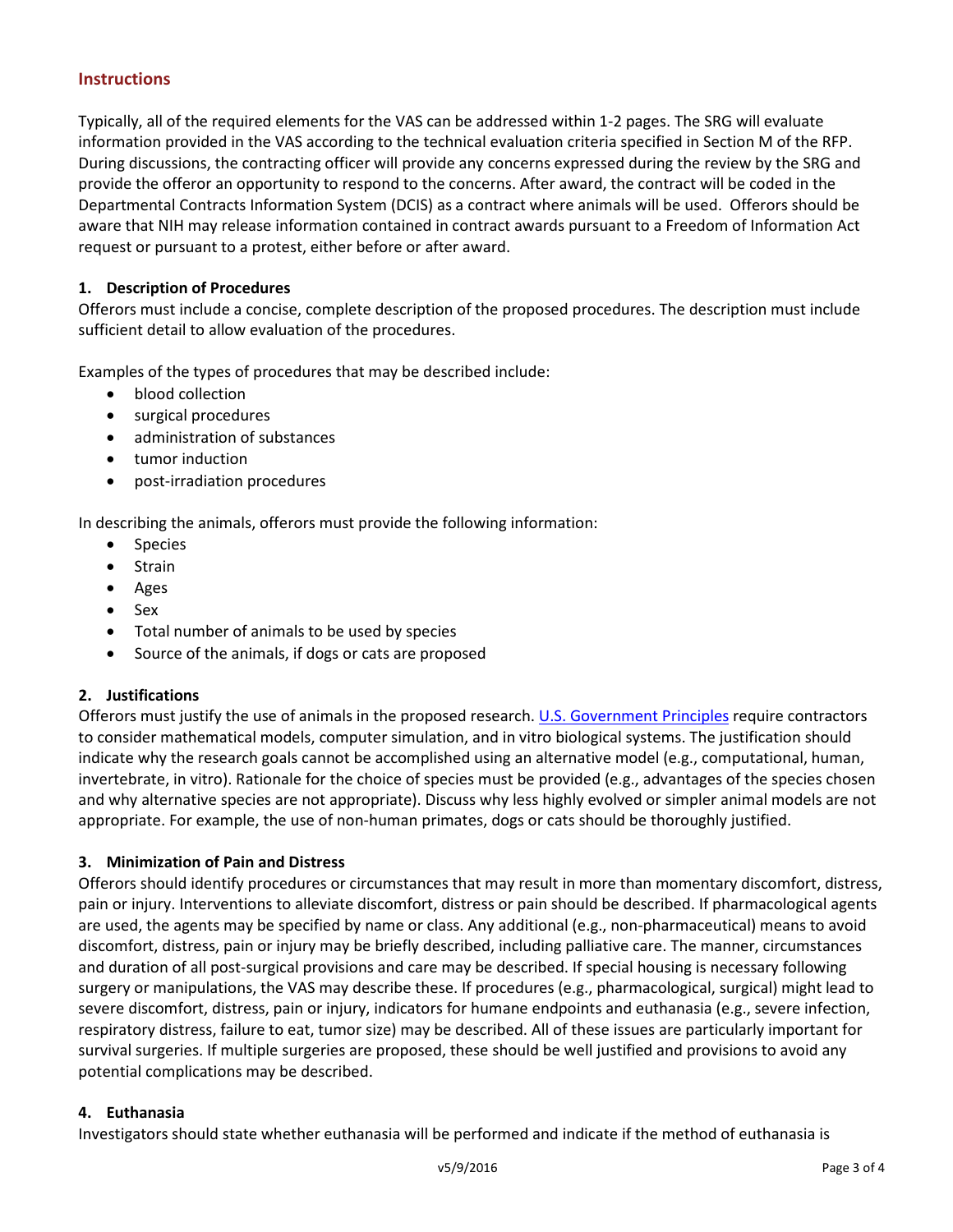## Instructions

Typically, all of the required elements for the VAS can be addressed within 1-2 pages. The SRG will evaluate information provided in the VAS according to the technical evaluation criteria specified in Section M of the RFP. During discussions, the contracting officer will provide any concerns expressed during the review by the SRG and provide the offeror an opportunity to respond to the concerns. After award, the contract will be coded in the Departmental Contracts Information System (DCIS) as a contract where animals will be used. Offerors should be aware that NIH may release information contained in contract awards pursuant to a Freedom of Information Act request or pursuant to a protest, either before or after award.

### 1. Description of Procedures

Offerors must include a concise, complete description of the proposed procedures. The description must include sufficient detail to allow evaluation of the procedures.

Examples of the types of procedures that may be described include:

- blood collection
- surgical procedures
- administration of substances
- tumor induction
- post-irradiation procedures

In describing the animals, offerors must provide the following information:

- Species
- Strain
- Ages
- Sex
- Total number of animals to be used by species
- Source of the animals, if dogs or cats are proposed

### 2. Justifications

Offerors must justify the use of animals in the proposed research. [U.S. Government Principles] require contractors to consider mathematical models, computer simulation, and in vitro biological systems. The justification should indicate why the research goals cannot be accomplished using an alternative model (e.g., computational, human, invertebrate, in vitro). Rationale for the choice of species must be provided (e.g., advantages of the species chosen and why alternative species are not appropriate). Discuss why less highly evolved or simpler animal models are not appropriate. For example, the use of non-human primates, dogs or cats should be thoroughly justified.

### 3. Minimization of Pain and Distress

Offerors should identify procedures or circumstances that may result in more than momentary discomfort, distress, pain or injury. Interventions to alleviate discomfort, distress or pain should be described. If pharmacological agents are used, the agents may be specified by name or class. Any additional (e.g., non-pharmaceutical) means to avoid discomfort, distress, pain or injury may be briefly described, including palliative care. The manner, circumstances and duration of all post-surgical provisions and care may be described. If special housing is necessary following surgery or manipulations, the VAS may describe these. If procedures (e.g., pharmacological, surgical) might lead to severe discomfort, distress, pain or injury, indicators for humane endpoints and euthanasia (e.g., severe infection, respiratory distress, failure to eat, tumor size) may be described. All of these issues are particularly important for survival surgeries. If multiple surgeries are proposed, these should be well justified and provisions to avoid any potential complications may be described.

### 4. Euthanasia

Investigators should state whether euthanasia will be performed and indicate if the method of euthanasia is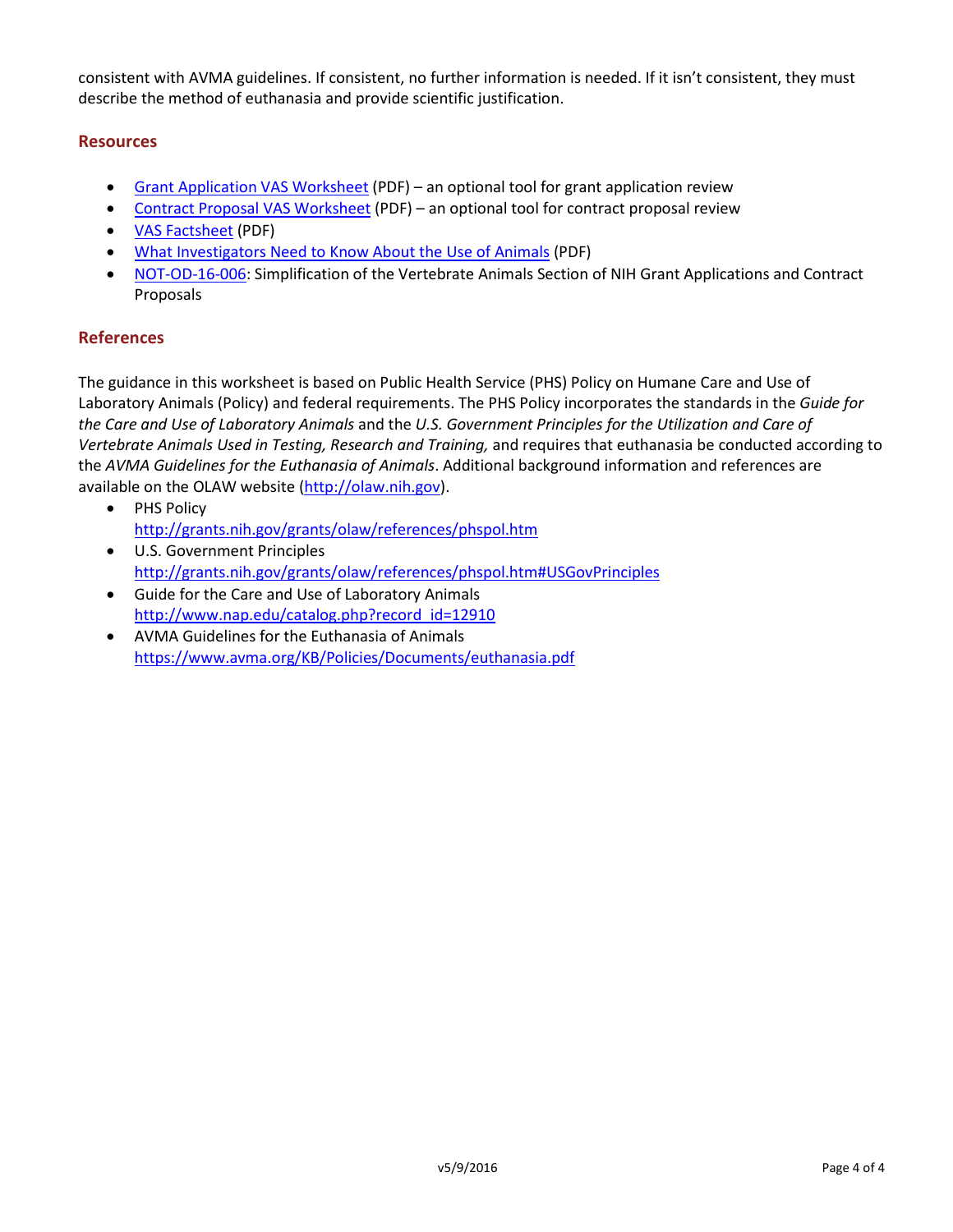consistent with AVMA guidelines. If consistent, no further information is needed. If it isn't consistent, they must describe the method of euthanasia and provide scientific justification.

## Resources

- Grant Application VAS Worksheet (PDF) – an optional tool for grant application review
- Contract Proposal VAS Worksheet (PDF) – an optional tool for contract proposal review
- VAS Factsheet (PDF)
- What Investigators Need to Know About the Use of Animals (PDF)
- NOT-OD-16-006: Simplification of the Vertebrate Animals Section of NIH Grant Applications and Contract Proposals

## References

The guidance in this worksheet is based on Public Health Service (PHS) Policy on Humane Care and Use of Laboratory Animals (Policy) and federal requirements. The PHS Policy incorporates the standards in the *Guide for the Care and Use of Laboratory Animals* and the *U.S. Government Principles for the Utilization and Care of Vertebrate Animals Used in Testing, Research and Training,* and requires that euthanasia be conducted according to the *AVMA Guidelines for the Euthanasia of Animals*. Additional background information and references are available on the OLAW website (http://olaw.nih.gov).

- PHS Policy
  http://grants.nih.gov/grants/olaw/references/phspol.htm
- U.S. Government Principles
  http://grants.nih.gov/grants/olaw/references/phspol.htm#USGovPrinciples
- Guide for the Care and Use of Laboratory Animals
  http://www.nap.edu/catalog.php?record_id=12910
- AVMA Guidelines for the Euthanasia of Animals
  https://www.avma.org/KB/Policies/Documents/euthanasia.pdf

v5/9/2016